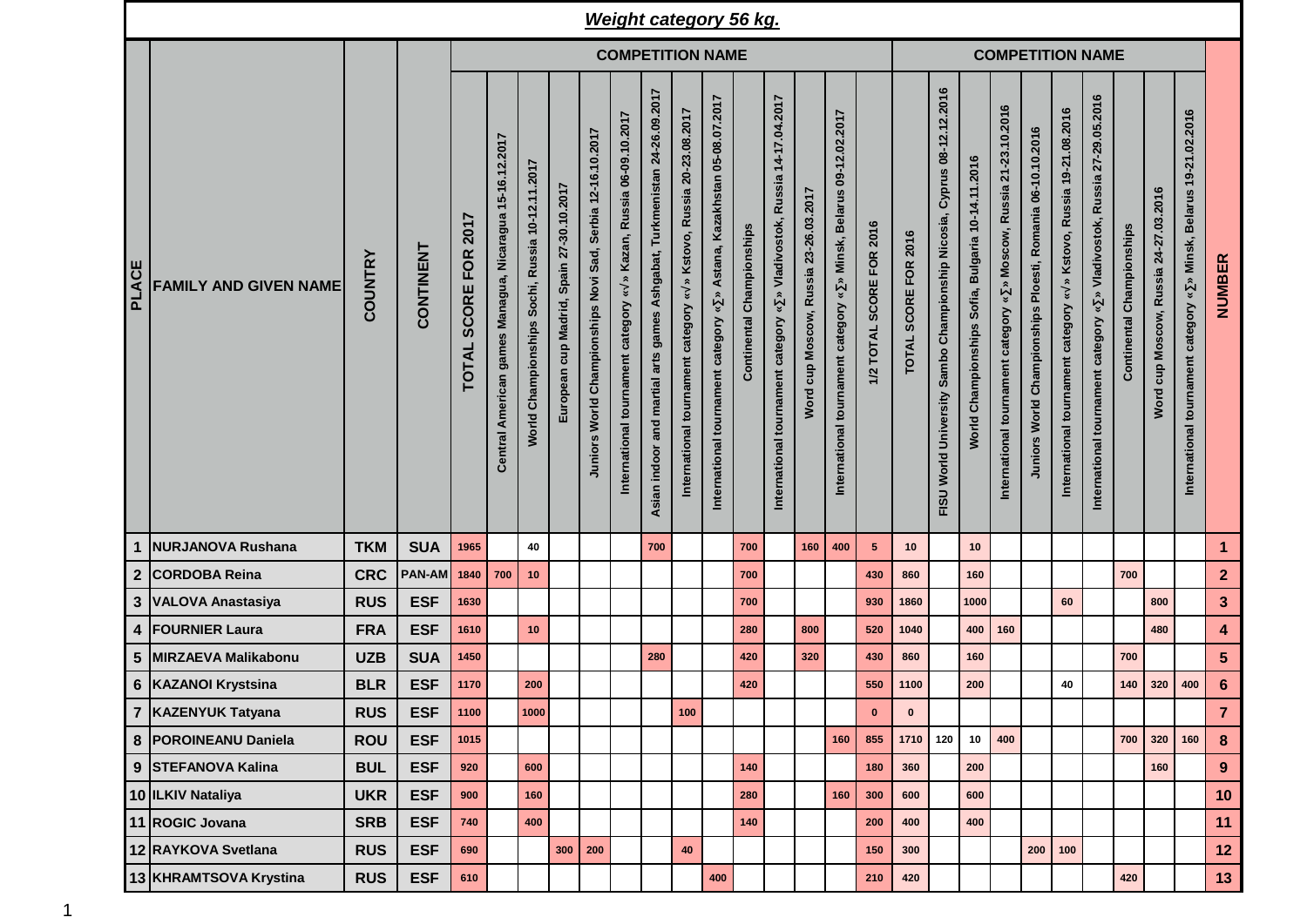# Weight category 56 kg.

| PLACE | FAMILY AND GIVEN NAME | COUNTRY | CONTINENT | COMPETITION NAME | | | | | | | | | | | | | COMPETITION NAME | | | | | | | | | | | NUMBER |
|---|---|---|---|---|---|---|---|---|---|---|---|---|---|---|---|---|---|---|---|---|---|---|---|---|---|---|---|---|
| | | | | TOTAL SCORE FOR 2017 | Central American games Managua, Nicaragua 15-16.12.2017 | World Championships Sochi, Russia 10-12.11.2017 | European cup Madrid, Spain 27-30.10.2017 | Juniors World Championships Novi Sad, Serbia 12-16.10.2017 | International tournament category «√» Kazan, Russia 06-09.10.2017 | Asian indoor and martial arts games Ashgabat, Turkmenistan 24-26.09.2017 | International tournament category «√» Kstovo, Russia 20-23.08.2017 | International tournament category «∑» Astana, Kazakhstan 05-08.07.2017 | Continental Championships | International tournament category «∑» Vladivostok, Russia 14-17.04.2017 | Word cup Moscow, Russia 23-26.03.2017 | International tournament category «∑» Minsk, Belarus 09-12.02.2017 | 1/2 TOTAL SCORE FOR 2016 | TOTAL SCORE FOR 2016 | FISU World University Sambo Championship Nicosia, Cyprus 08-12.12.2016 | World Championships Sofia, Bulgaria 10-14.11.2016 | International tournament category «∑» Moscow, Russia 21-23.10.2016 | Juniors World Championships Ploesti, Romania 06-10.10.2016 | International tournament category «√» Kstovo, Russia 19-21.08.2016 | International tournament category «∑» Vladivostok, Russia 27-29.05.2016 | Continental Championships | Word cup Moscow, Russia 24-27.03.2016 | International tournament category «∑» Minsk, Belarus 19-21.02.2016 | |
| 1 | NURJANOVA Rushana | TKM | SUA | 1965 | | 40 | | | | 700 | | | 700 | | 160 | 400 | 5 | 10 | | 10 | | | | | | | | 1 |
| 2 | CORDOBA Reina | CRC | PAN-AM | 1840 | 700 | 10 | | | | | | | 700 | | | | 430 | 860 | | 160 | | | | | 700 | | | 2 |
| 3 | VALOVA Anastasiya | RUS | ESF | 1630 | | | | | | | | | 700 | | | | 930 | 1860 | | 1000 | | | 60 | | | 800 | | 3 |
| 4 | FOURNIER Laura | FRA | ESF | 1610 | | 10 | | | | | | | 280 | | 800 | | 520 | 1040 | | 400 | 160 | | | | | 480 | | 4 |
| 5 | MIRZAEVA Malikabonu | UZB | SUA | 1450 | | | | | | 280 | | | 420 | | 320 | | 430 | 860 | | 160 | | | | | 700 | | | 5 |
| 6 | KAZANOI Krystsina | BLR | ESF | 1170 | | 200 | | | | | | | 420 | | | | 550 | 1100 | | 200 | | | 40 | | 140 | 320 | 400 | 6 |
| 7 | KAZENYUK Tatyana | RUS | ESF | 1100 | | 1000 | | | | | 100 | | | | | | 0 | 0 | | | | | | | | | | 7 |
| 8 | POROINEANU Daniela | ROU | ESF | 1015 | | | | | | | | | | | | 160 | 855 | 1710 | 120 | 10 | 400 | | | | 700 | 320 | 160 | 8 |
| 9 | STEFANOVA Kalina | BUL | ESF | 920 | | 600 | | | | | | | 140 | | | | 180 | 360 | | 200 | | | | | | 160 | | 9 |
| 10 | ILKIV Nataliya | UKR | ESF | 900 | | 160 | | | | | | | 280 | | | 160 | 300 | 600 | | 600 | | | | | | | | 10 |
| 11 | ROGIC Jovana | SRB | ESF | 740 | | 400 | | | | | | | 140 | | | | 200 | 400 | | 400 | | | | | | | | 11 |
| 12 | RAYKOVA Svetlana | RUS | ESF | 690 | | | 300 | 200 | | | 40 | | | | | | 150 | 300 | | | | 200 | 100 | | | | | 12 |
| 13 | KHRAMTSOVA Krystina | RUS | ESF | 610 | | | | | | | | 400 | | | | | 210 | 420 | | | | | | | 420 | | | 13 |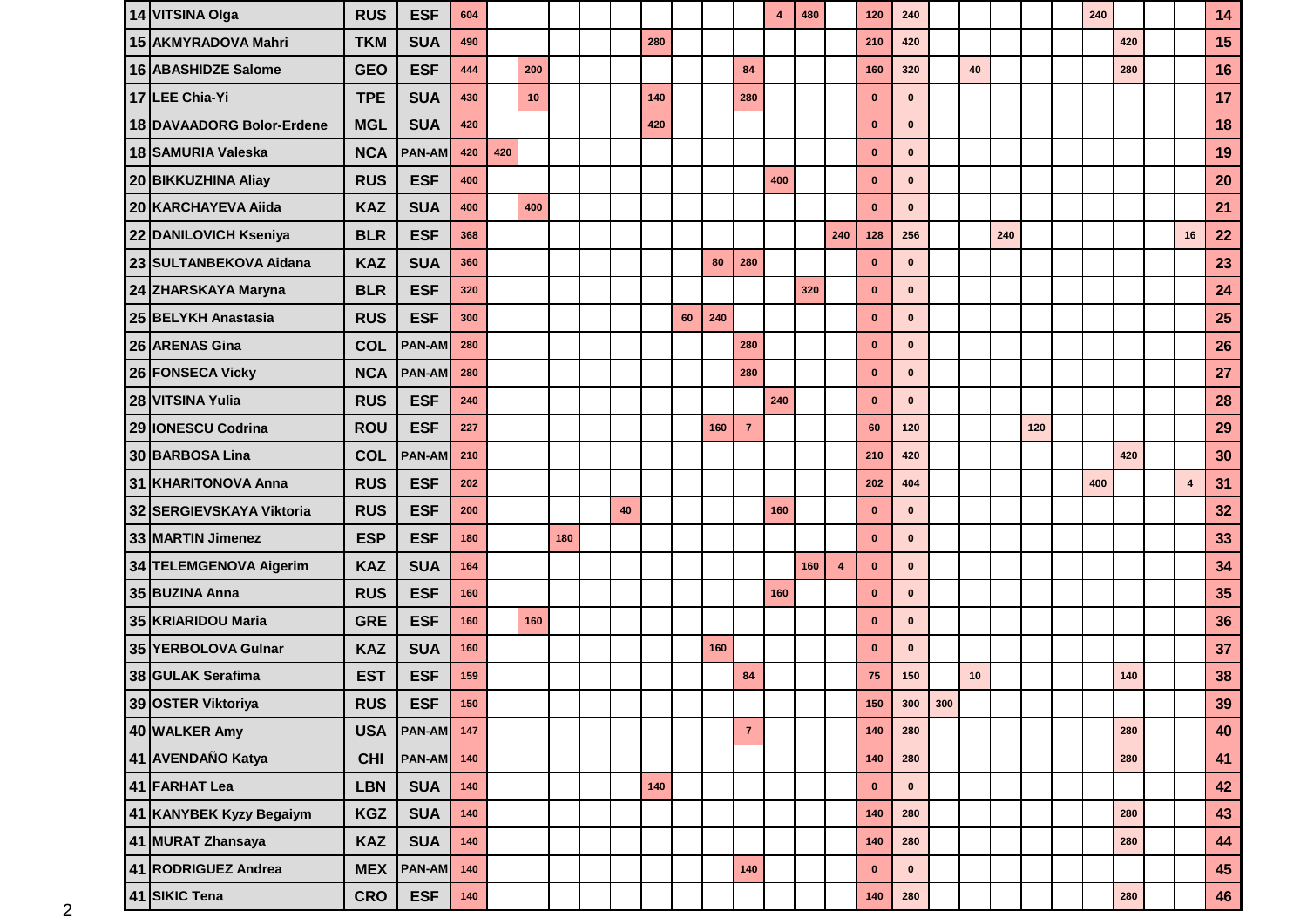| | | | | | | | | | | | | | | | | | | | | | | | | | | | | |
|---|---|---|---|---|---|---|---|---|---|---|---|---|---|---|---|---|---|---|---|---|---|---|---|---|---|---|---|---|
| 14 | VITSINA Olga | RUS | ESF | 604 | | | | | | | | | | 4 | 480 | | 120 | 240 | | | | | | 240 | | | | 14 |
| 15 | AKMYRADOVA Mahri | TKM | SUA | 490 | | | | | | 280 | | | | | | | 210 | 420 | | | | | | | 420 | | | 15 |
| 16 | ABASHIDZE Salome | GEO | ESF | 444 | | 200 | | | | | | | 84 | | | | 160 | 320 | | 40 | | | | | 280 | | | 16 |
| 17 | LEE Chia-Yi | TPE | SUA | 430 | | 10 | | | | 140 | | | 280 | | | | 0 | 0 | | | | | | | | | | 17 |
| 18 | DAVAADORG Bolor-Erdene | MGL | SUA | 420 | | | | | | 420 | | | | | | | 0 | 0 | | | | | | | | | | 18 |
| 18 | SAMURIA Valeska | NCA | PAN-AM | 420 | 420 | | | | | | | | | | | | 0 | 0 | | | | | | | | | | 19 |
| 20 | BIKKUZHINA Aliay | RUS | ESF | 400 | | | | | | | | | | 400 | | | 0 | 0 | | | | | | | | | | 20 |
| 20 | KARCHAYEVA Aiida | KAZ | SUA | 400 | | 400 | | | | | | | | | | | 0 | 0 | | | | | | | | | | 21 |
| 22 | DANILOVICH Kseniya | BLR | ESF | 368 | | | | | | | | | | | | 240 | 128 | 256 | | | 240 | | | | | | 16 | 22 |
| 23 | SULTANBEKOVA Aidana | KAZ | SUA | 360 | | | | | | | | 80 | 280 | | | | 0 | 0 | | | | | | | | | | 23 |
| 24 | ZHARSKAYA Maryna | BLR | ESF | 320 | | | | | | | | | | | 320 | | 0 | 0 | | | | | | | | | | 24 |
| 25 | BELYKH Anastasia | RUS | ESF | 300 | | | | | | | 60 | 240 | | | | | 0 | 0 | | | | | | | | | | 25 |
| 26 | ARENAS Gina | COL | PAN-AM | 280 | | | | | | | | | 280 | | | | 0 | 0 | | | | | | | | | | 26 |
| 26 | FONSECA Vicky | NCA | PAN-AM | 280 | | | | | | | | | 280 | | | | 0 | 0 | | | | | | | | | | 27 |
| 28 | VITSINA Yulia | RUS | ESF | 240 | | | | | | | | | | 240 | | | 0 | 0 | | | | | | | | | | 28 |
| 29 | IONESCU Codrina | ROU | ESF | 227 | | | | | | | | 160 | 7 | | | | 60 | 120 | | | | 120 | | | | | | 29 |
| 30 | BARBOSA Lina | COL | PAN-AM | 210 | | | | | | | | | | | | | 210 | 420 | | | | | | | 420 | | | 30 |
| 31 | KHARITONOVA Anna | RUS | ESF | 202 | | | | | | | | | | | | | 202 | 404 | | | | | | 400 | | | 4 | 31 |
| 32 | SERGIEVSKAYA Viktoria | RUS | ESF | 200 | | | | | 40 | | | | | 160 | | | 0 | 0 | | | | | | | | | | 32 |
| 33 | MARTIN Jimenez | ESP | ESF | 180 | | | 180 | | | | | | | | | | 0 | 0 | | | | | | | | | | 33 |
| 34 | TELEMGENOVA Aigerim | KAZ | SUA | 164 | | | | | | | | | | | 160 | 4 | 0 | 0 | | | | | | | | | | 34 |
| 35 | BUZINA Anna | RUS | ESF | 160 | | | | | | | | | | 160 | | | 0 | 0 | | | | | | | | | | 35 |
| 35 | KRIARIDOU Maria | GRE | ESF | 160 | | 160 | | | | | | | | | | | 0 | 0 | | | | | | | | | | 36 |
| 35 | YERBOLOVA Gulnar | KAZ | SUA | 160 | | | | | | | | 160 | | | | | 0 | 0 | | | | | | | | | | 37 |
| 38 | GULAK Serafima | EST | ESF | 159 | | | | | | | | | 84 | | | | 75 | 150 | | 10 | | | | | 140 | | | 38 |
| 39 | OSTER Viktoriya | RUS | ESF | 150 | | | | | | | | | | | | | 150 | 300 | 300 | | | | | | | | | 39 |
| 40 | WALKER Amy | USA | PAN-AM | 147 | | | | | | | | | 7 | | | | 140 | 280 | | | | | | | 280 | | | 40 |
| 41 | AVENDAÑO Katya | CHI | PAN-AM | 140 | | | | | | | | | | | | | 140 | 280 | | | | | | | 280 | | | 41 |
| 41 | FARHAT Lea | LBN | SUA | 140 | | | | | | 140 | | | | | | | 0 | 0 | | | | | | | | | | 42 |
| 41 | KANYBEK Kyzy Begaiym | KGZ | SUA | 140 | | | | | | | | | | | | | 140 | 280 | | | | | | | 280 | | | 43 |
| 41 | MURAT Zhansaya | KAZ | SUA | 140 | | | | | | | | | | | | | 140 | 280 | | | | | | | 280 | | | 44 |
| 41 | RODRIGUEZ Andrea | MEX | PAN-AM | 140 | | | | | | | | | 140 | | | | 0 | 0 | | | | | | | | | | 45 |
| 41 | SIKIC Tena | CRO | ESF | 140 | | | | | | | | | | | | | 140 | 280 | | | | | | | 280 | | | 46 |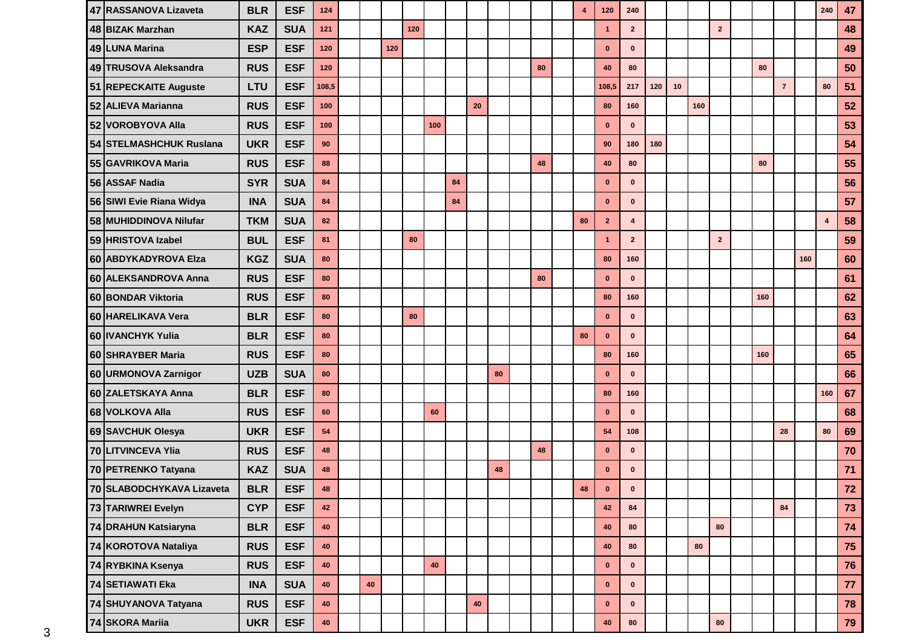| | | | | | | | | | | | | | | | | | | | | | | | | | | | | |
|---|---|---|---|---|---|---|---|---|---|---|---|---|---|---|---|---|---|---|---|---|---|---|---|---|---|---|---|---|
| 47 | RASSANOVA Lizaveta | BLR | ESF | 124 | | | | | | | | | | | | 4 | 120 | 240 | | | | | | | | | 240 | 47 |
| 48 | BIZAK Marzhan | KAZ | SUA | 121 | | | | 120 | | | | | | | | | 1 | 2 | | | | 2 | | | | | | 48 |
| 49 | LUNA Marina | ESP | ESF | 120 | | | 120 | | | | | | | | | | 0 | 0 | | | | | | | | | | 49 |
| 49 | TRUSOVA Aleksandra | RUS | ESF | 120 | | | | | | | | | | 80 | | | 40 | 80 | | | | | | 80 | | | | 50 |
| 51 | REPECKAITE Auguste | LTU | ESF | 108,5 | | | | | | | | | | | | | 108,5 | 217 | 120 | 10 | | | | | 7 | | 80 | 51 |
| 52 | ALIEVA Marianna | RUS | ESF | 100 | | | | | | | 20 | | | | | | 80 | 160 | | | 160 | | | | | | | 52 |
| 52 | VOROBYOVA Alla | RUS | ESF | 100 | | | | | 100 | | | | | | | | 0 | 0 | | | | | | | | | | 53 |
| 54 | STELMASHCHUK Ruslana | UKR | ESF | 90 | | | | | | | | | | | | | 90 | 180 | 180 | | | | | | | | | 54 |
| 55 | GAVRIKOVA Maria | RUS | ESF | 88 | | | | | | | | | | 48 | | | 40 | 80 | | | | | | 80 | | | | 55 |
| 56 | ASSAF Nadia | SYR | SUA | 84 | | | | | | 84 | | | | | | | 0 | 0 | | | | | | | | | | 56 |
| 56 | SIWI Evie Riana Widya | INA | SUA | 84 | | | | | | 84 | | | | | | | 0 | 0 | | | | | | | | | | 57 |
| 58 | MUHIDDINOVA Nilufar | TKM | SUA | 82 | | | | | | | | | | | | 80 | 2 | 4 | | | | | | | | | 4 | 58 |
| 59 | HRISTOVA Izabel | BUL | ESF | 81 | | | | 80 | | | | | | | | | 1 | 2 | | | | 2 | | | | | | 59 |
| 60 | ABDYKADYROVA Elza | KGZ | SUA | 80 | | | | | | | | | | | | | 80 | 160 | | | | | | | | 160 | | 60 |
| 60 | ALEKSANDROVA Anna | RUS | ESF | 80 | | | | | | | | | | 80 | | | 0 | 0 | | | | | | | | | | 61 |
| 60 | BONDAR Viktoria | RUS | ESF | 80 | | | | | | | | | | | | | 80 | 160 | | | | | | 160 | | | | 62 |
| 60 | HARELIKAVA Vera | BLR | ESF | 80 | | | | 80 | | | | | | | | | 0 | 0 | | | | | | | | | | 63 |
| 60 | IVANCHYK Yulia | BLR | ESF | 80 | | | | | | | | | | | | 80 | 0 | 0 | | | | | | | | | | 64 |
| 60 | SHRAYBER Maria | RUS | ESF | 80 | | | | | | | | | | | | | 80 | 160 | | | | | | 160 | | | | 65 |
| 60 | URMONOVA Zarnigor | UZB | SUA | 80 | | | | | | | | 80 | | | | | 0 | 0 | | | | | | | | | | 66 |
| 60 | ZALETSKAYA Anna | BLR | ESF | 80 | | | | | | | | | | | | | 80 | 160 | | | | | | | | | 160 | 67 |
| 68 | VOLKOVA Alla | RUS | ESF | 60 | | | | | 60 | | | | | | | | 0 | 0 | | | | | | | | | | 68 |
| 69 | SAVCHUK Olesya | UKR | ESF | 54 | | | | | | | | | | | | | 54 | 108 | | | | | | | 28 | | 80 | 69 |
| 70 | LITVINCEVA Ylia | RUS | ESF | 48 | | | | | | | | | | 48 | | | 0 | 0 | | | | | | | | | | 70 |
| 70 | PETRENKO Tatyana | KAZ | SUA | 48 | | | | | | | | 48 | | | | | 0 | 0 | | | | | | | | | | 71 |
| 70 | SLABODCHYKAVA Lizaveta | BLR | ESF | 48 | | | | | | | | | | | | 48 | 0 | 0 | | | | | | | | | | 72 |
| 73 | TARIWREI Evelyn | CYP | ESF | 42 | | | | | | | | | | | | | 42 | 84 | | | | | | | 84 | | | 73 |
| 74 | DRAHUN Katsiaryna | BLR | ESF | 40 | | | | | | | | | | | | | 40 | 80 | | | | 80 | | | | | | 74 |
| 74 | KOROTOVA Nataliya | RUS | ESF | 40 | | | | | | | | | | | | | 40 | 80 | | | 80 | | | | | | | 75 |
| 74 | RYBKINA Ksenya | RUS | ESF | 40 | | | | | 40 | | | | | | | | 0 | 0 | | | | | | | | | | 76 |
| 74 | SETIAWATI Eka | INA | SUA | 40 | | 40 | | | | | | | | | | | 0 | 0 | | | | | | | | | | 77 |
| 74 | SHUYANOVA Tatyana | RUS | ESF | 40 | | | | | | | 40 | | | | | | 0 | 0 | | | | | | | | | | 78 |
| 74 | SKORA Mariia | UKR | ESF | 40 | | | | | | | | | | | | | 40 | 80 | | | | 80 | | | | | | 79 |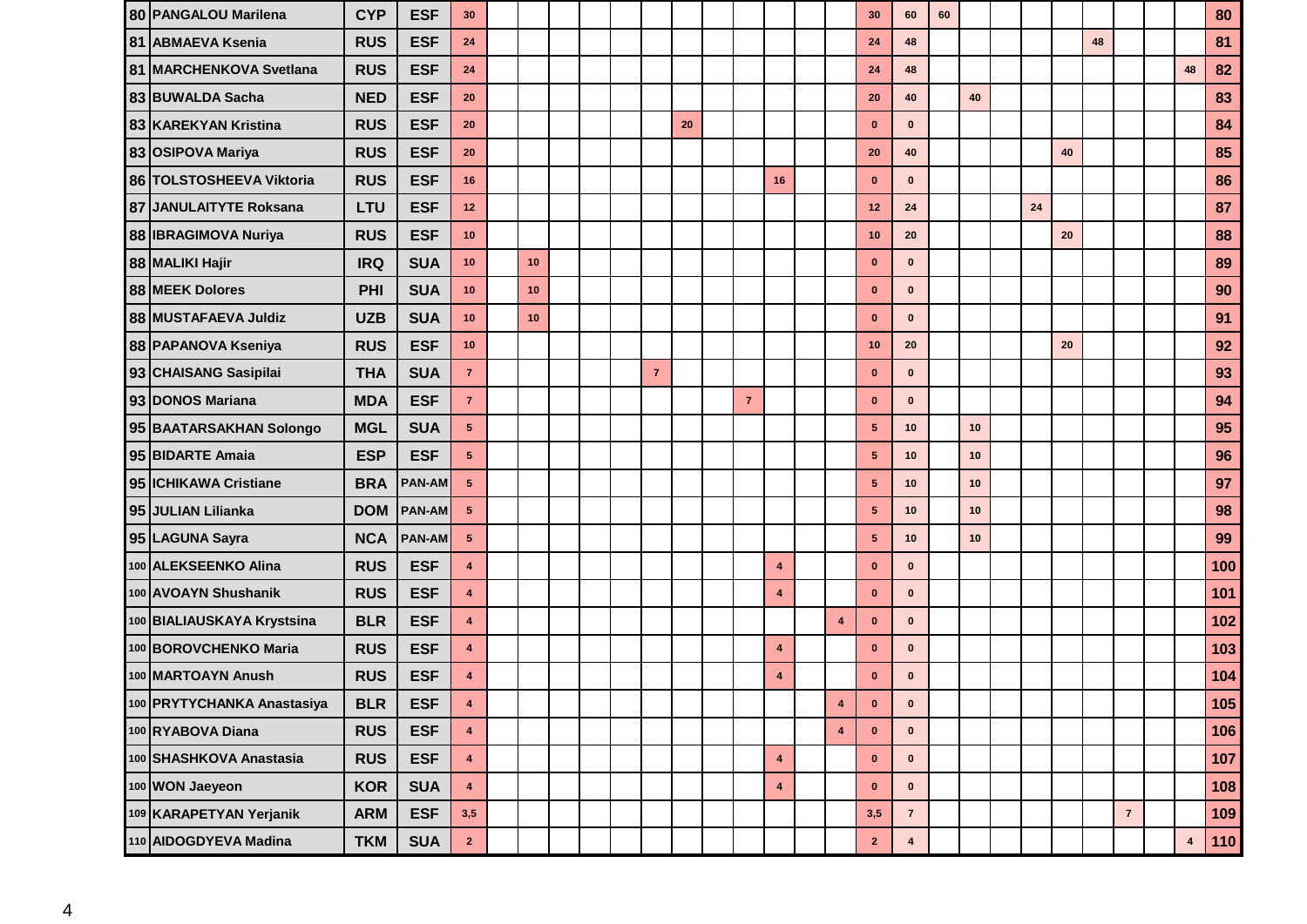| | | | | | | | | | | | | | | | | | | | | | | | | | | | | |
|---|---|---|---|---|---|---|---|---|---|---|---|---|---|---|---|---|---|---|---|---|---|---|---|---|---|---|---|---|
| 80 | PANGALOU Marilena | CYP | ESF | 30 | | | | | | | | | | | | | 30 | 60 | 60 | | | | | | | | | 80 |
| 81 | ABMAEVA Ksenia | RUS | ESF | 24 | | | | | | | | | | | | | 24 | 48 | | | | | | 48 | | | | 81 |
| 81 | MARCHENKOVA Svetlana | RUS | ESF | 24 | | | | | | | | | | | | | 24 | 48 | | | | | | | | | 48 | 82 |
| 83 | BUWALDA Sacha | NED | ESF | 20 | | | | | | | | | | | | | 20 | 40 | | 40 | | | | | | | | 83 |
| 83 | KAREKYAN Kristina | RUS | ESF | 20 | | | | | | | 20 | | | | | | 0 | 0 | | | | | | | | | | 84 |
| 83 | OSIPOVA Mariya | RUS | ESF | 20 | | | | | | | | | | | | | 20 | 40 | | | | | 40 | | | | | 85 |
| 86 | TOLSTOSHEEVA Viktoria | RUS | ESF | 16 | | | | | | | | | | 16 | | | 0 | 0 | | | | | | | | | | 86 |
| 87 | JANULAITYTE Roksana | LTU | ESF | 12 | | | | | | | | | | | | | 12 | 24 | | | | 24 | | | | | | 87 |
| 88 | IBRAGIMOVA Nuriya | RUS | ESF | 10 | | | | | | | | | | | | | 10 | 20 | | | | | 20 | | | | | 88 |
| 88 | MALIKI Hajir | IRQ | SUA | 10 | | 10 | | | | | | | | | | | 0 | 0 | | | | | | | | | | 89 |
| 88 | MEEK Dolores | PHI | SUA | 10 | | 10 | | | | | | | | | | | 0 | 0 | | | | | | | | | | 90 |
| 88 | MUSTAFAEVA Juldiz | UZB | SUA | 10 | | 10 | | | | | | | | | | | 0 | 0 | | | | | | | | | | 91 |
| 88 | PAPANOVA Kseniya | RUS | ESF | 10 | | | | | | | | | | | | | 10 | 20 | | | | | 20 | | | | | 92 |
| 93 | CHAISANG Sasipilai | THA | SUA | 7 | | | | | | 7 | | | | | | | 0 | 0 | | | | | | | | | | 93 |
| 93 | DONOS Mariana | MDA | ESF | 7 | | | | | | | | | 7 | | | | 0 | 0 | | | | | | | | | | 94 |
| 95 | BAATARSAKHAN Solongo | MGL | SUA | 5 | | | | | | | | | | | | | 5 | 10 | | 10 | | | | | | | | 95 |
| 95 | BIDARTE Amaia | ESP | ESF | 5 | | | | | | | | | | | | | 5 | 10 | | 10 | | | | | | | | 96 |
| 95 | ICHIKAWA Cristiane | BRA | PAN-AM | 5 | | | | | | | | | | | | | 5 | 10 | | 10 | | | | | | | | 97 |
| 95 | JULIAN Lilianka | DOM | PAN-AM | 5 | | | | | | | | | | | | | 5 | 10 | | 10 | | | | | | | | 98 |
| 95 | LAGUNA Sayra | NCA | PAN-AM | 5 | | | | | | | | | | | | | 5 | 10 | | 10 | | | | | | | | 99 |
| 100 | ALEKSEENKO Alina | RUS | ESF | 4 | | | | | | | | | | 4 | | | 0 | 0 | | | | | | | | | | 100 |
| 100 | AVOAYN Shushanik | RUS | ESF | 4 | | | | | | | | | | 4 | | | 0 | 0 | | | | | | | | | | 101 |
| 100 | BIALIAUSKAYA Krystsina | BLR | ESF | 4 | | | | | | | | | | | | 4 | 0 | 0 | | | | | | | | | | 102 |
| 100 | BOROVCHENKO Maria | RUS | ESF | 4 | | | | | | | | | | 4 | | | 0 | 0 | | | | | | | | | | 103 |
| 100 | MARTOAYN Anush | RUS | ESF | 4 | | | | | | | | | | 4 | | | 0 | 0 | | | | | | | | | | 104 |
| 100 | PRYTYCHANKA Anastasiya | BLR | ESF | 4 | | | | | | | | | | | | 4 | 0 | 0 | | | | | | | | | | 105 |
| 100 | RYABOVA Diana | RUS | ESF | 4 | | | | | | | | | | | | 4 | 0 | 0 | | | | | | | | | | 106 |
| 100 | SHASHKOVA Anastasia | RUS | ESF | 4 | | | | | | | | | | 4 | | | 0 | 0 | | | | | | | | | | 107 |
| 100 | WON Jaeyeon | KOR | SUA | 4 | | | | | | | | | | 4 | | | 0 | 0 | | | | | | | | | | 108 |
| 109 | KARAPETYAN Yerjanik | ARM | ESF | 3,5 | | | | | | | | | | | | | 3,5 | 7 | | | | | | | 7 | | | 109 |
| 110 | AIDOGDYEVA Madina | TKM | SUA | 2 | | | | | | | | | | | | | 2 | 4 | | | | | | | | | 4 | 110 |